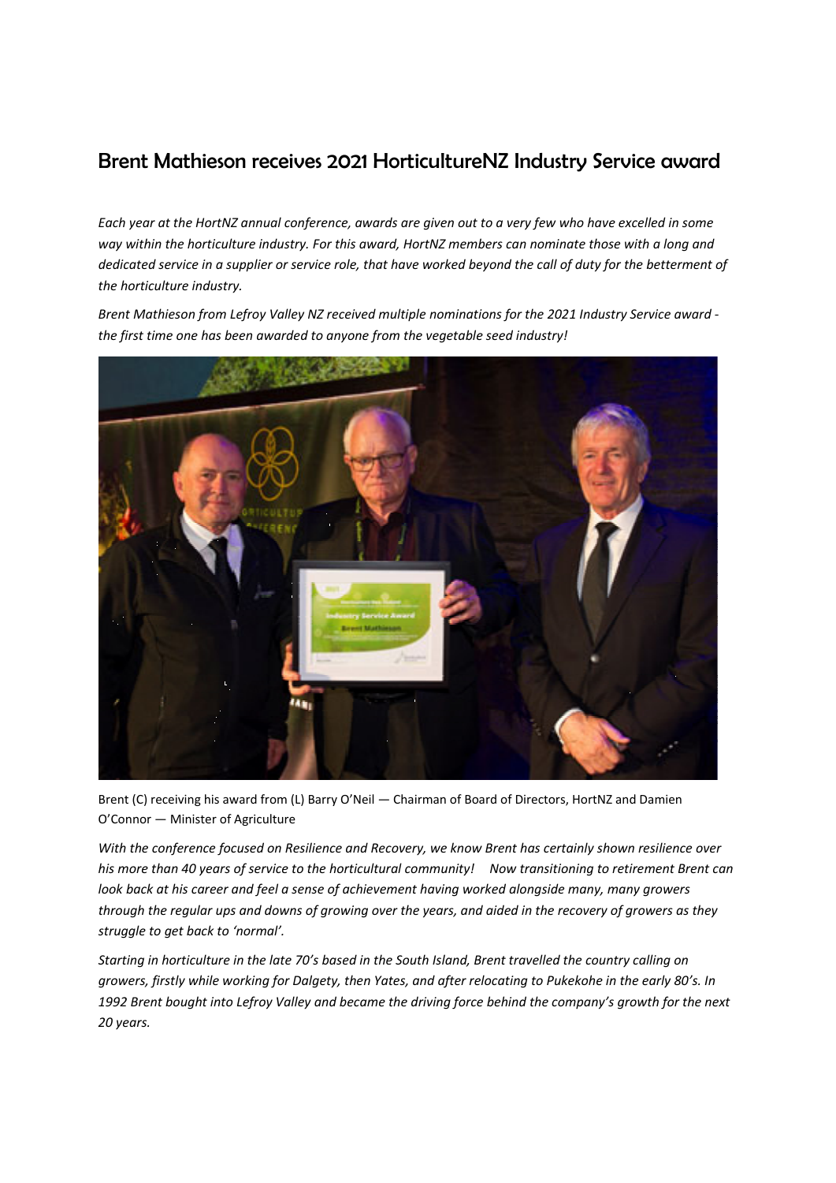# Brent Mathieson receives 2021 HorticultureNZ Industry Service award

*Each year at the HortNZ annual conference, awards are given out to a very few who have excelled in some way within the horticulture industry. For this award, HortNZ members can nominate those with a long and dedicated service in a supplier or service role, that have worked beyond the call of duty for the betterment of the horticulture industry.*

*Brent Mathieson from Lefroy Valley NZ received multiple nominations for the 2021 Industry Service award - the first time one has been awarded to anyone from the vegetable seed industry!*

Brent (C) receiving his award from (L) Barry O'Neil — Chairman of Board of Directors, HortNZ and Damien O'Connor — Minister of Agriculture

*With the conference focused on Resilience and Recovery, we know Brent has certainly shown resilience over his more than 40 years of service to the horticultural community! Now transitioning to retirement Brent can look back at his career and feel a sense of achievement having worked alongside many, many growers through the regular ups and downs of growing over the years, and aided in the recovery of growers as they struggle to get back to 'normal'.*

*Starting in horticulture in the late 70's based in the South Island, Brent travelled the country calling on growers, firstly while working for Dalgety, then Yates, and after relocating to Pukekohe in the early 80's. In 1992 Brent bought into Lefroy Valley and became the driving force behind the company's growth for the next 20 years.*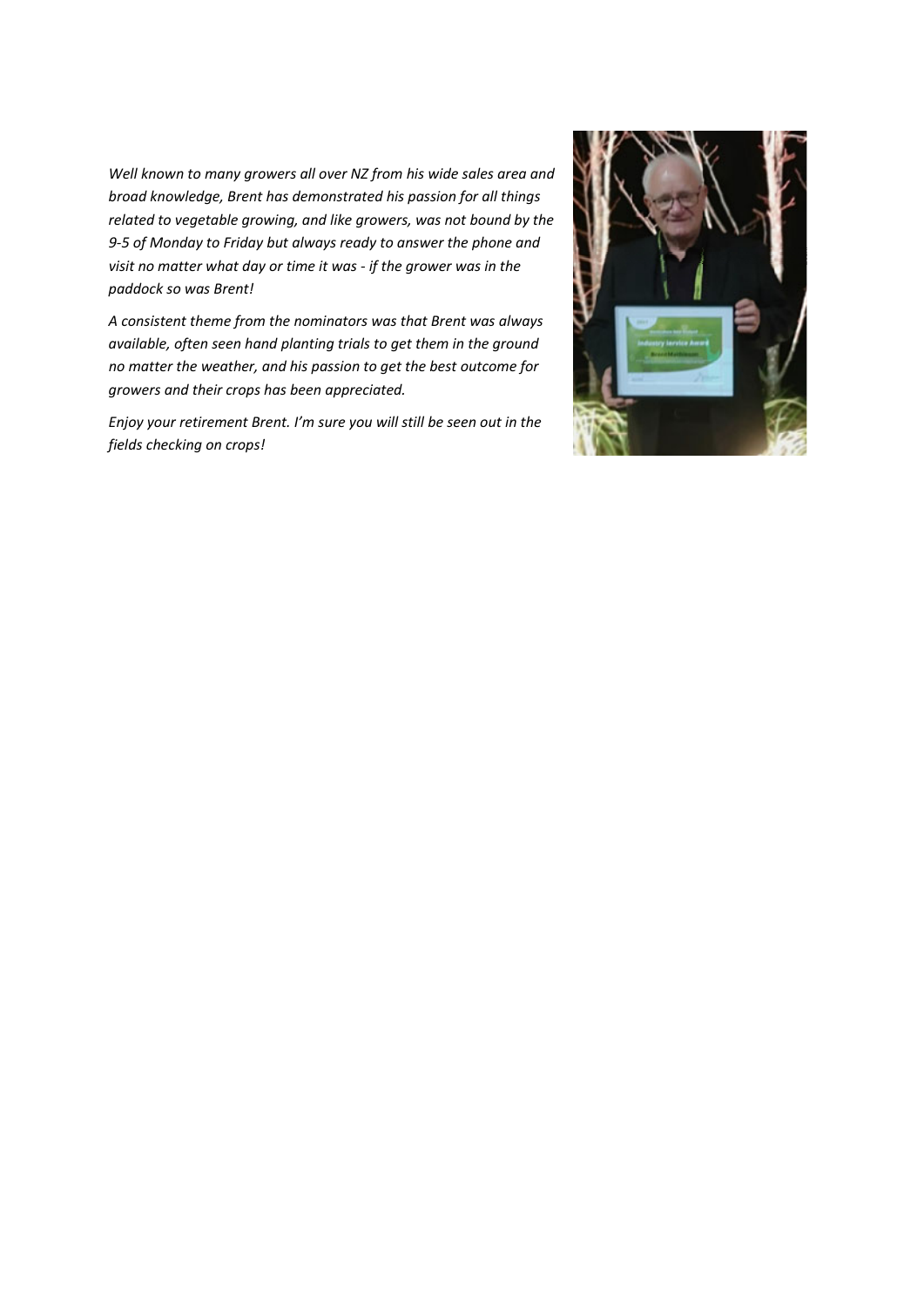*Well known to many growers all over NZ from his wide sales area and broad knowledge, Brent has demonstrated his passion for all things related to vegetable growing, and like growers, was not bound by the 9-5 of Monday to Friday but always ready to answer the phone and visit no matter what day or time it was - if the grower was in the paddock so was Brent!*

*A consistent theme from the nominators was that Brent was always available, often seen hand planting trials to get them in the ground no matter the weather, and his passion to get the best outcome for growers and their crops has been appreciated.*

*Enjoy your retirement Brent. I'm sure you will still be seen out in the fields checking on crops!*